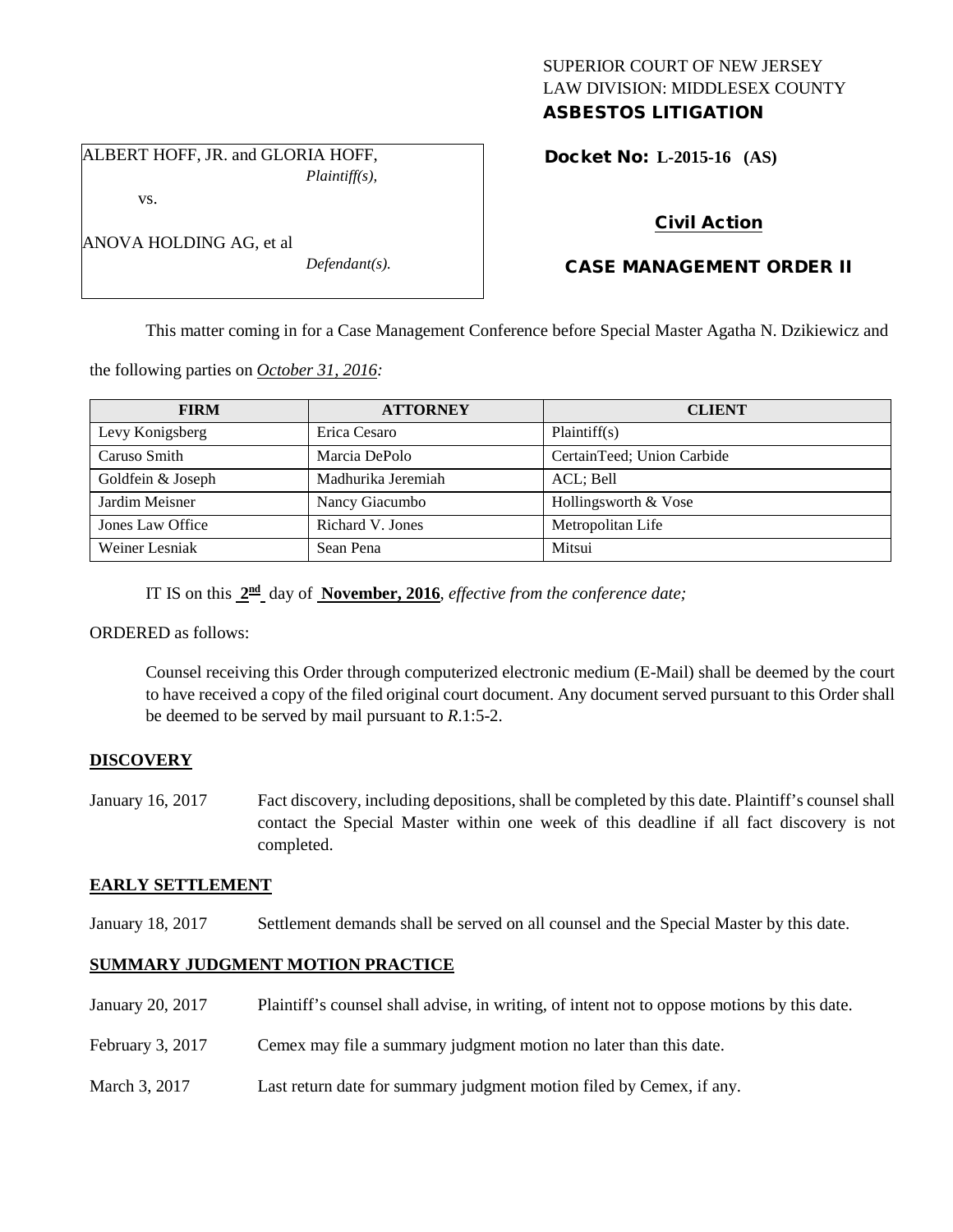SUPERIOR COURT OF NEW JERSEY
LAW DIVISION: MIDDLESEX COUNTY
**ASBESTOS LITIGATION**

ALBERT HOFF, JR. and GLORIA HOFF,
*Plaintiff(s),*

vs.

ANOVA HOLDING AG, et al
*Defendant(s).*

**Docket No: L-2015-16 (AS)**

**Civil Action**

**CASE MANAGEMENT ORDER II**

This matter coming in for a Case Management Conference before Special Master Agatha N. Dzikiewicz and the following parties on *October 31, 2016:*

| FIRM | ATTORNEY | CLIENT |
|---|---|---|
| Levy Konigsberg | Erica Cesaro | Plaintiff(s) |
| Caruso Smith | Marcia DePolo | CertainTeed; Union Carbide |
| Goldfein & Joseph | Madhurika Jeremiah | ACL; Bell |
| Jardim Meisner | Nancy Giacumbo | Hollingsworth & Vose |
| Jones Law Office | Richard V. Jones | Metropolitan Life |
| Weiner Lesniak | Sean Pena | Mitsui |

IT IS on this **2nd** day of **November, 2016**, *effective from the conference date;*

ORDERED as follows:

Counsel receiving this Order through computerized electronic medium (E-Mail) shall be deemed by the court to have received a copy of the filed original court document. Any document served pursuant to this Order shall be deemed to be served by mail pursuant to *R.*1:5-2.

**DISCOVERY**

January 16, 2017 Fact discovery, including depositions, shall be completed by this date. Plaintiff's counsel shall contact the Special Master within one week of this deadline if all fact discovery is not completed.

**EARLY SETTLEMENT**

January 18, 2017 Settlement demands shall be served on all counsel and the Special Master by this date.

**SUMMARY JUDGMENT MOTION PRACTICE**

January 20, 2017 Plaintiff's counsel shall advise, in writing, of intent not to oppose motions by this date.

February 3, 2017 Cemex may file a summary judgment motion no later than this date.

March 3, 2017 Last return date for summary judgment motion filed by Cemex, if any.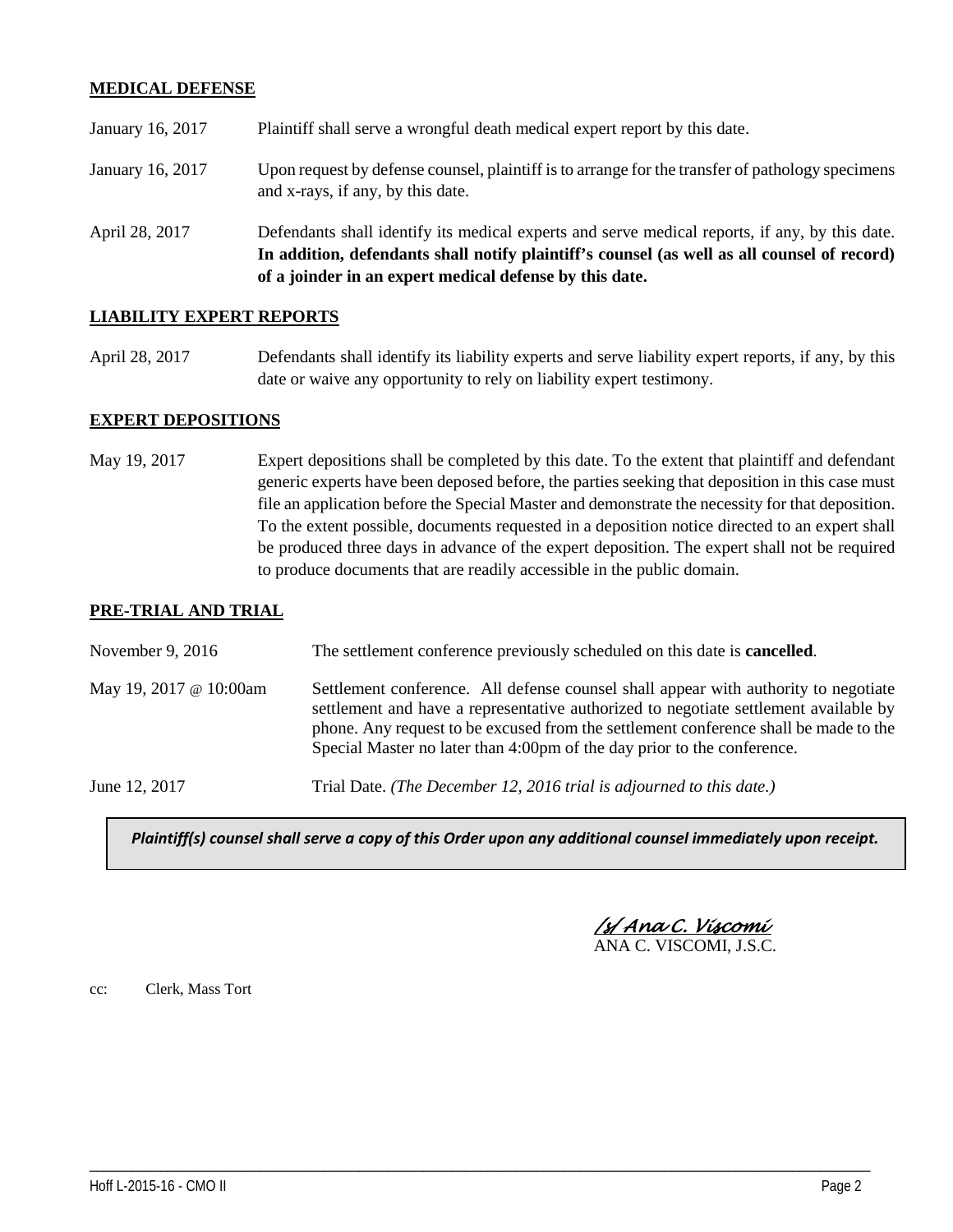**MEDICAL DEFENSE**

| | |
|---|---|
| January 16, 2017 | Plaintiff shall serve a wrongful death medical expert report by this date. |
| January 16, 2017 | Upon request by defense counsel, plaintiff is to arrange for the transfer of pathology specimens and x-rays, if any, by this date. |
| April 28, 2017 | Defendants shall identify its medical experts and serve medical reports, if any, by this date. **In addition, defendants shall notify plaintiff's counsel (as well as all counsel of record) of a joinder in an expert medical defense by this date.** |

**LIABILITY EXPERT REPORTS**

| | |
|---|---|
| April 28, 2017 | Defendants shall identify its liability experts and serve liability expert reports, if any, by this date or waive any opportunity to rely on liability expert testimony. |

**EXPERT DEPOSITIONS**

| | |
|---|---|
| May 19, 2017 | Expert depositions shall be completed by this date. To the extent that plaintiff and defendant generic experts have been deposed before, the parties seeking that deposition in this case must file an application before the Special Master and demonstrate the necessity for that deposition. To the extent possible, documents requested in a deposition notice directed to an expert shall be produced three days in advance of the expert deposition. The expert shall not be required to produce documents that are readily accessible in the public domain. |

**PRE-TRIAL AND TRIAL**

| | |
|---|---|
| November 9, 2016 | The settlement conference previously scheduled on this date is **cancelled**. |
| May 19, 2017 @ 10:00am | Settlement conference. All defense counsel shall appear with authority to negotiate settlement and have a representative authorized to negotiate settlement available by phone. Any request to be excused from the settlement conference shall be made to the Special Master no later than 4:00pm of the day prior to the conference. |
| June 12, 2017 | Trial Date. *(The December 12, 2016 trial is adjourned to this date.)* |

***Plaintiff(s) counsel shall serve a copy of this Order upon any additional counsel immediately upon receipt.***

*/s/ Ana C. Viscomi*
ANA C. VISCOMI, J.S.C.

cc: Clerk, Mass Tort

Hoff L-2015-16 - CMO II